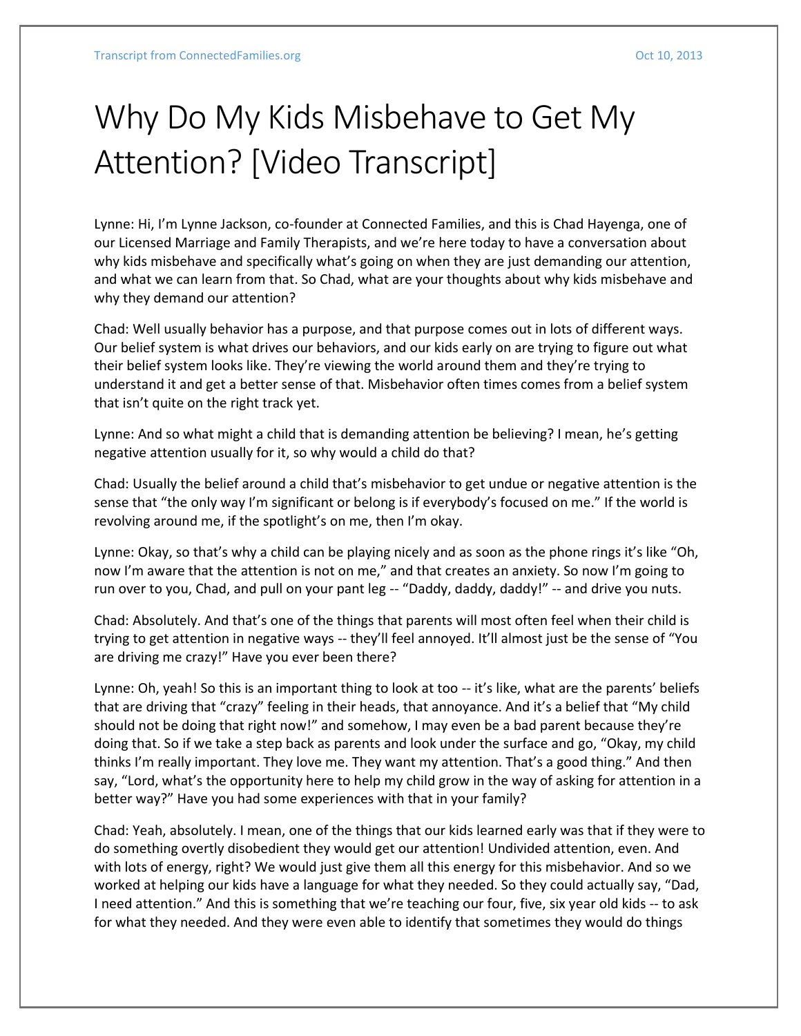# Why Do My Kids Misbehave to Get My Attention? [Video Transcript]

Lynne: Hi, I'm Lynne Jackson, co-founder at Connected Families, and this is Chad Hayenga, one of our Licensed Marriage and Family Therapists, and we're here today to have a conversation about why kids misbehave and specifically what's going on when they are just demanding our attention, and what we can learn from that. So Chad, what are your thoughts about why kids misbehave and why they demand our attention?

Chad: Well usually behavior has a purpose, and that purpose comes out in lots of different ways. Our belief system is what drives our behaviors, and our kids early on are trying to figure out what their belief system looks like. They're viewing the world around them and they're trying to understand it and get a better sense of that. Misbehavior often times comes from a belief system that isn't quite on the right track yet.

Lynne: And so what might a child that is demanding attention be believing? I mean, he's getting negative attention usually for it, so why would a child do that?

Chad: Usually the belief around a child that's misbehavior to get undue or negative attention is the sense that "the only way I'm significant or belong is if everybody's focused on me." If the world is revolving around me, if the spotlight's on me, then I'm okay.

Lynne: Okay, so that's why a child can be playing nicely and as soon as the phone rings it's like "Oh, now I'm aware that the attention is not on me," and that creates an anxiety. So now I'm going to run over to you, Chad, and pull on your pant leg -- "Daddy, daddy, daddy!" -- and drive you nuts.

Chad: Absolutely. And that's one of the things that parents will most often feel when their child is trying to get attention in negative ways -- they'll feel annoyed. It'll almost just be the sense of "You are driving me crazy!" Have you ever been there?

Lynne: Oh, yeah! So this is an important thing to look at too -- it's like, what are the parents' beliefs that are driving that "crazy" feeling in their heads, that annoyance. And it's a belief that "My child should not be doing that right now!" and somehow, I may even be a bad parent because they're doing that. So if we take a step back as parents and look under the surface and go, "Okay, my child thinks I'm really important. They love me. They want my attention. That's a good thing." And then say, "Lord, what's the opportunity here to help my child grow in the way of asking for attention in a better way?" Have you had some experiences with that in your family?

Chad: Yeah, absolutely. I mean, one of the things that our kids learned early was that if they were to do something overtly disobedient they would get our attention! Undivided attention, even. And with lots of energy, right? We would just give them all this energy for this misbehavior. And so we worked at helping our kids have a language for what they needed. So they could actually say, "Dad, I need attention." And this is something that we're teaching our four, five, six year old kids -- to ask for what they needed. And they were even able to identify that sometimes they would do things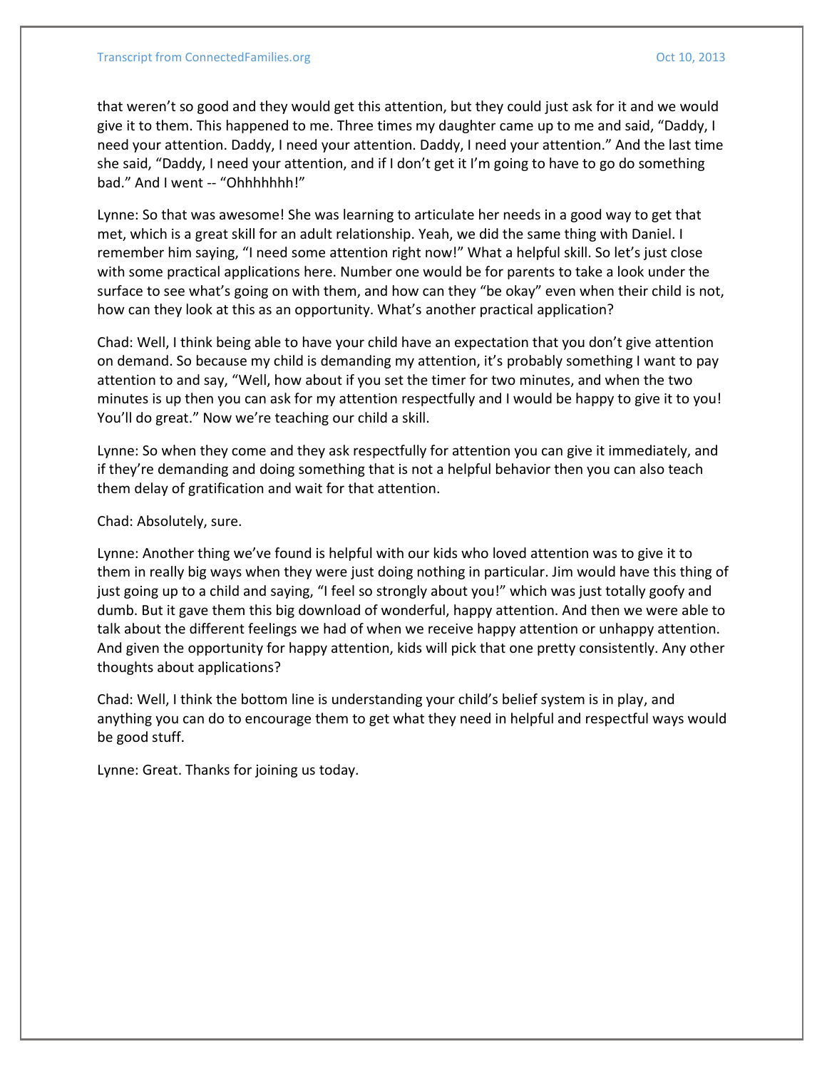that weren't so good and they would get this attention, but they could just ask for it and we would give it to them. This happened to me. Three times my daughter came up to me and said, "Daddy, I need your attention. Daddy, I need your attention. Daddy, I need your attention." And the last time she said, "Daddy, I need your attention, and if I don't get it I'm going to have to go do something bad." And I went -- "Ohhhhhhh!"

Lynne: So that was awesome! She was learning to articulate her needs in a good way to get that met, which is a great skill for an adult relationship. Yeah, we did the same thing with Daniel. I remember him saying, "I need some attention right now!" What a helpful skill. So let's just close with some practical applications here. Number one would be for parents to take a look under the surface to see what's going on with them, and how can they "be okay" even when their child is not, how can they look at this as an opportunity. What's another practical application?

Chad: Well, I think being able to have your child have an expectation that you don't give attention on demand. So because my child is demanding my attention, it's probably something I want to pay attention to and say, "Well, how about if you set the timer for two minutes, and when the two minutes is up then you can ask for my attention respectfully and I would be happy to give it to you! You'll do great." Now we're teaching our child a skill.

Lynne: So when they come and they ask respectfully for attention you can give it immediately, and if they're demanding and doing something that is not a helpful behavior then you can also teach them delay of gratification and wait for that attention.

Chad: Absolutely, sure.

Lynne: Another thing we've found is helpful with our kids who loved attention was to give it to them in really big ways when they were just doing nothing in particular. Jim would have this thing of just going up to a child and saying, "I feel so strongly about you!" which was just totally goofy and dumb. But it gave them this big download of wonderful, happy attention. And then we were able to talk about the different feelings we had of when we receive happy attention or unhappy attention. And given the opportunity for happy attention, kids will pick that one pretty consistently. Any other thoughts about applications?

Chad: Well, I think the bottom line is understanding your child's belief system is in play, and anything you can do to encourage them to get what they need in helpful and respectful ways would be good stuff.

Lynne: Great. Thanks for joining us today.